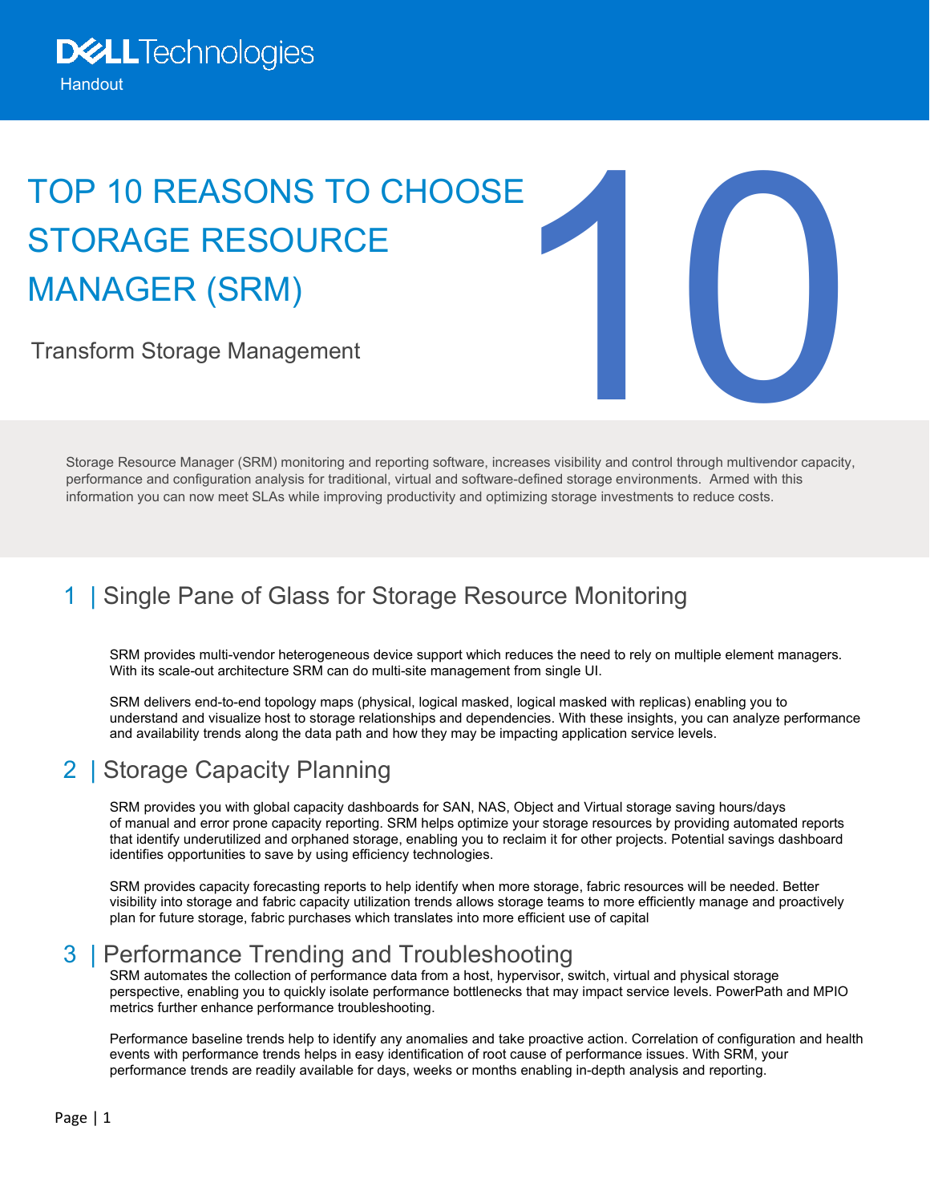Dell Technologies

Handout

# TOP 10 REASONS TO CHOOSE STORAGE RESOURCE MANAGER (SRM)

Transform Storage Management

Storage Resource Manager (SRM) monitoring and reporting software, increases visibility and control through multivendor capacity, performance and configuration analysis for traditional, virtual and software-defined storage environments. Armed with this information you can now meet SLAs while improving productivity and optimizing storage investments to reduce costs.

## 1 | Single Pane of Glass for Storage Resource Monitoring

SRM provides multi-vendor heterogeneous device support which reduces the need to rely on multiple element managers. With its scale-out architecture SRM can do multi-site management from single UI.

SRM delivers end-to-end topology maps (physical, logical masked, logical masked with replicas) enabling you to understand and visualize host to storage relationships and dependencies. With these insights, you can analyze performance and availability trends along the data path and how they may be impacting application service levels.

## 2 | Storage Capacity Planning

SRM provides you with global capacity dashboards for SAN, NAS, Object and Virtual storage saving hours/days of manual and error prone capacity reporting. SRM helps optimize your storage resources by providing automated reports that identify underutilized and orphaned storage, enabling you to reclaim it for other projects. Potential savings dashboard identifies opportunities to save by using efficiency technologies.

SRM provides capacity forecasting reports to help identify when more storage, fabric resources will be needed. Better visibility into storage and fabric capacity utilization trends allows storage teams to more efficiently manage and proactively plan for future storage, fabric purchases which translates into more efficient use of capital

## 3 | Performance Trending and Troubleshooting

SRM automates the collection of performance data from a host, hypervisor, switch, virtual and physical storage perspective, enabling you to quickly isolate performance bottlenecks that may impact service levels. PowerPath and MPIO metrics further enhance performance troubleshooting.

Performance baseline trends help to identify any anomalies and take proactive action. Correlation of configuration and health events with performance trends helps in easy identification of root cause of performance issues. With SRM, your performance trends are readily available for days, weeks or months enabling in-depth analysis and reporting.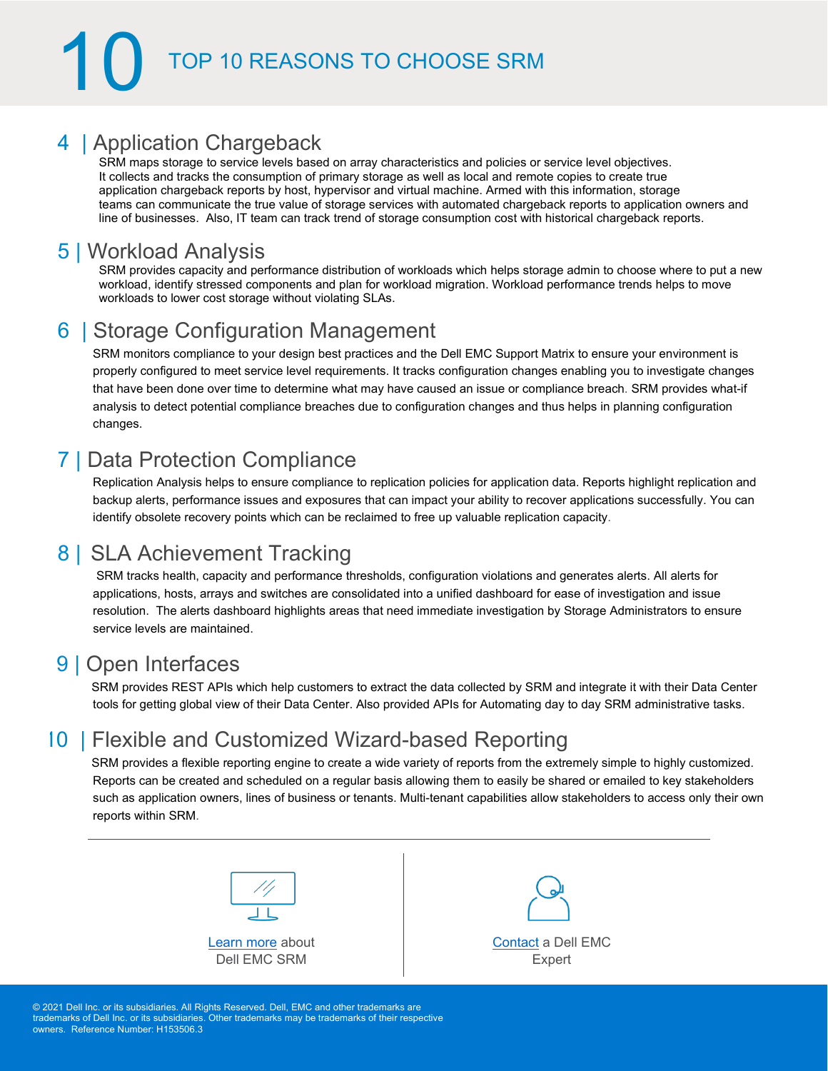# 10 TOP 10 REASONS TO CHOOSE SRM

## 4 | Application Chargeback

SRM maps storage to service levels based on array characteristics and policies or service level objectives. It collects and tracks the consumption of primary storage as well as local and remote copies to create true application chargeback reports by host, hypervisor and virtual machine. Armed with this information, storage teams can communicate the true value of storage services with automated chargeback reports to application owners and line of businesses. Also, IT team can track trend of storage consumption cost with historical chargeback reports.

## 5 | Workload Analysis

SRM provides capacity and performance distribution of workloads which helps storage admin to choose where to put a new workload, identify stressed components and plan for workload migration. Workload performance trends helps to move workloads to lower cost storage without violating SLAs.

## 6 | Storage Configuration Management

SRM monitors compliance to your design best practices and the Dell EMC Support Matrix to ensure your environment is properly configured to meet service level requirements. It tracks configuration changes enabling you to investigate changes that have been done over time to determine what may have caused an issue or compliance breach. SRM provides what-if analysis to detect potential compliance breaches due to configuration changes and thus helps in planning configuration changes.

## 7 | Data Protection Compliance

Replication Analysis helps to ensure compliance to replication policies for application data. Reports highlight replication and backup alerts, performance issues and exposures that can impact your ability to recover applications successfully. You can identify obsolete recovery points which can be reclaimed to free up valuable replication capacity.

## 8 | SLA Achievement Tracking

SRM tracks health, capacity and performance thresholds, configuration violations and generates alerts. All alerts for applications, hosts, arrays and switches are consolidated into a unified dashboard for ease of investigation and issue resolution. The alerts dashboard highlights areas that need immediate investigation by Storage Administrators to ensure service levels are maintained.

## 9 | Open Interfaces

SRM provides REST APIs which help customers to extract the data collected by SRM and integrate it with their Data Center tools for getting global view of their Data Center. Also provided APIs for Automating day to day SRM administrative tasks.

## 10 | Flexible and Customized Wizard-based Reporting

SRM provides a flexible reporting engine to create a wide variety of reports from the extremely simple to highly customized. Reports can be created and scheduled on a regular basis allowing them to easily be shared or emailed to key stakeholders such as application owners, lines of business or tenants. Multi-tenant capabilities allow stakeholders to access only their own reports within SRM.

---

Learn more about Dell EMC SRM

Contact a Dell EMC Expert

© 2021 Dell Inc. or its subsidiaries. All Rights Reserved. Dell, EMC and other trademarks are trademarks of Dell Inc. or its subsidiaries. Other trademarks may be trademarks of their respective owners. Reference Number: H153506.3